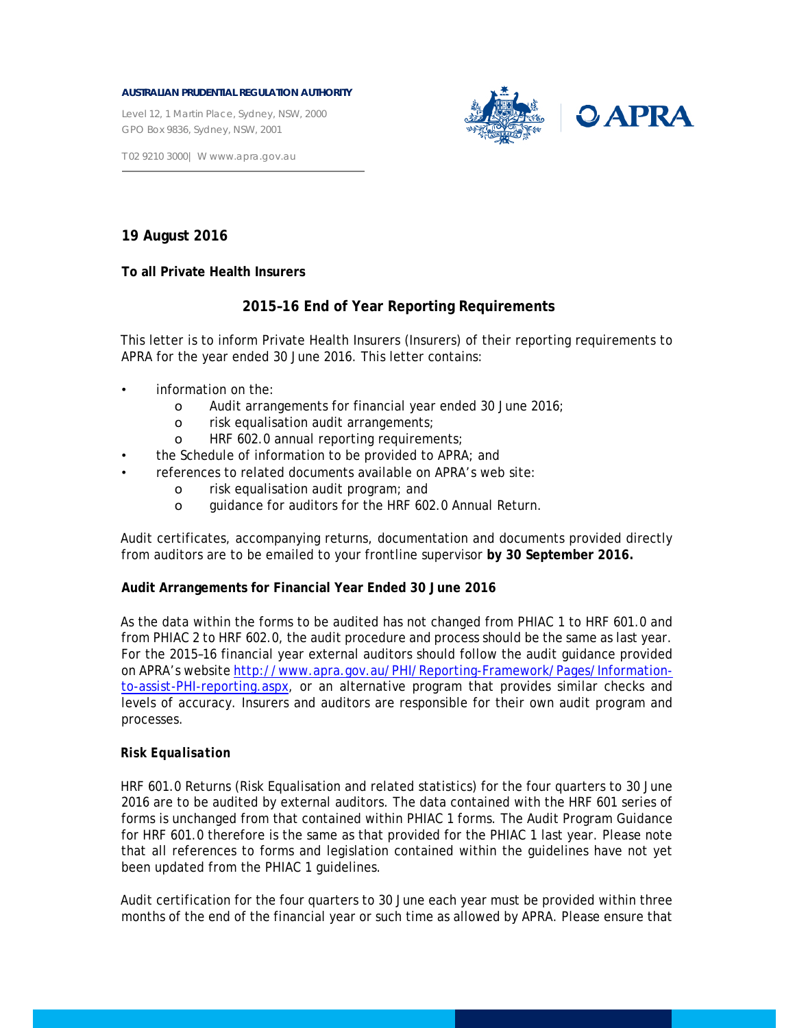**AUSTRALIAN PRUDENTIAL REGULATION AUTHORITY**

Level 12, 1 Martin Place, Sydney, NSW, 2000
GPO Box 9836, Sydney, NSW, 2001

T 02 9210 3000 | W www.apra.gov.au

**19 August 2016**

**To all Private Health Insurers**

## 2015–16 End of Year Reporting Requirements

This letter is to inform Private Health Insurers (Insurers) of their reporting requirements to APRA for the year ended 30 June 2016. This letter contains:

- information on the:
  - Audit arrangements for financial year ended 30 June 2016;
  - risk equalisation audit arrangements;
  - HRF 602.0 annual reporting requirements;
- the Schedule of information to be provided to APRA; and
- references to related documents available on APRA's web site:
  - risk equalisation audit program; and
  - guidance for auditors for the HRF 602.0 Annual Return.

Audit certificates, accompanying returns, documentation and documents provided directly from auditors are to be emailed to your frontline supervisor **by 30 September 2016.**

### Audit Arrangements for Financial Year Ended 30 June 2016

As the data within the forms to be audited has not changed from PHIAC 1 to HRF 601.0 and from PHIAC 2 to HRF 602.0, the audit procedure and process should be the same as last year. For the 2015–16 financial year external auditors should follow the audit guidance provided on APRA's website http://www.apra.gov.au/PHI/Reporting-Framework/Pages/Information-to-assist-PHI-reporting.aspx, or an alternative program that provides similar checks and levels of accuracy. Insurers and auditors are responsible for their own audit program and processes.

#### *Risk Equalisation*

HRF 601.0 Returns (Risk Equalisation and related statistics) for the four quarters to 30 June 2016 are to be audited by external auditors. The data contained with the HRF 601 series of forms is unchanged from that contained within PHIAC 1 forms. The Audit Program Guidance for HRF 601.0 therefore is the same as that provided for the PHIAC 1 last year. Please note that all references to forms and legislation contained within the guidelines have not yet been updated from the PHIAC 1 guidelines.

Audit certification for the four quarters to 30 June each year must be provided within three months of the end of the financial year or such time as allowed by APRA. Please ensure that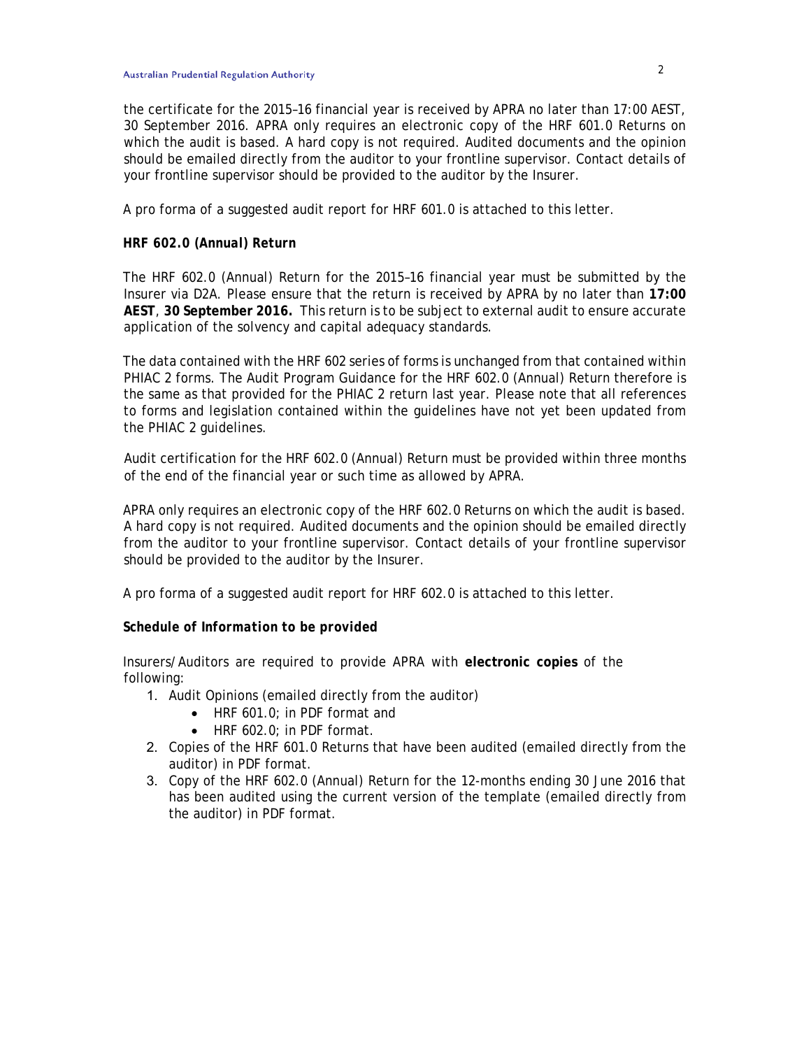the certificate for the 2015–16 financial year is received by APRA no later than 17:00 AEST, 30 September 2016. APRA only requires an electronic copy of the HRF 601.0 Returns on which the audit is based. A hard copy is not required. Audited documents and the opinion should be emailed directly from the auditor to your frontline supervisor. Contact details of your frontline supervisor should be provided to the auditor by the Insurer.

A pro forma of a suggested audit report for HRF 601.0 is attached to this letter.

***HRF 602.0 (Annual) Return***

The HRF 602.0 (Annual) Return for the 2015–16 financial year must be submitted by the Insurer via D2A. Please ensure that the return is received by APRA by no later than **17:00 AEST**, **30 September 2016.** This return is to be subject to external audit to ensure accurate application of the solvency and capital adequacy standards.

The data contained with the HRF 602 series of forms is unchanged from that contained within PHIAC 2 forms. The Audit Program Guidance for the HRF 602.0 (Annual) Return therefore is the same as that provided for the PHIAC 2 return last year. Please note that all references to forms and legislation contained within the guidelines have not yet been updated from the PHIAC 2 guidelines.

Audit certification for the HRF 602.0 (Annual) Return must be provided within three months of the end of the financial year or such time as allowed by APRA.

APRA only requires an electronic copy of the HRF 602.0 Returns on which the audit is based. A hard copy is not required. Audited documents and the opinion should be emailed directly from the auditor to your frontline supervisor. Contact details of your frontline supervisor should be provided to the auditor by the Insurer.

A pro forma of a suggested audit report for HRF 602.0 is attached to this letter.

***Schedule of Information to be provided***

Insurers/Auditors are required to provide APRA with **electronic copies** of the following:

1. Audit Opinions (emailed directly from the auditor)
    - HRF 601.0; in PDF format and
    - HRF 602.0; in PDF format.
2. Copies of the HRF 601.0 Returns that have been audited (emailed directly from the auditor) in PDF format.
3. Copy of the HRF 602.0 (Annual) Return for the 12-months ending 30 June 2016 that has been audited using the current version of the template (emailed directly from the auditor) in PDF format.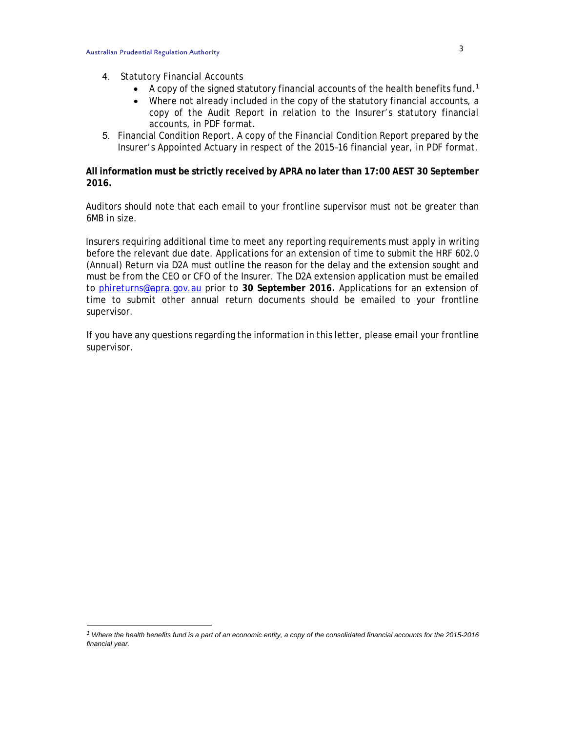4. Statistical Financial Accounts
    - A copy of the signed statutory financial accounts of the health benefits fund.[1]
    - Where not already included in the copy of the statutory financial accounts, a copy of the Audit Report in relation to the Insurer's statutory financial accounts, in PDF format.
5. Financial Condition Report. A copy of the Financial Condition Report prepared by the Insurer's Appointed Actuary in respect of the 2015–16 financial year, in PDF format.

**All information must be strictly received by APRA no later than 17:00 AEST 30 September 2016.**

Auditors should note that each email to your frontline supervisor must not be greater than 6MB in size.

Insurers requiring additional time to meet any reporting requirements must apply in writing before the relevant due date. Applications for an extension of time to submit the HRF 602.0 (Annual) Return via D2A must outline the reason for the delay and the extension sought and must be from the CEO or CFO of the Insurer. The D2A extension application must be emailed to phireturns@apra.gov.au prior to **30 September 2016.** Applications for an extension of time to submit other annual return documents should be emailed to your frontline supervisor.

If you have any questions regarding the information in this letter, please email your frontline supervisor.

---

[1] *Where the health benefits fund is a part of an economic entity, a copy of the consolidated financial accounts for the 2015-2016 financial year.*